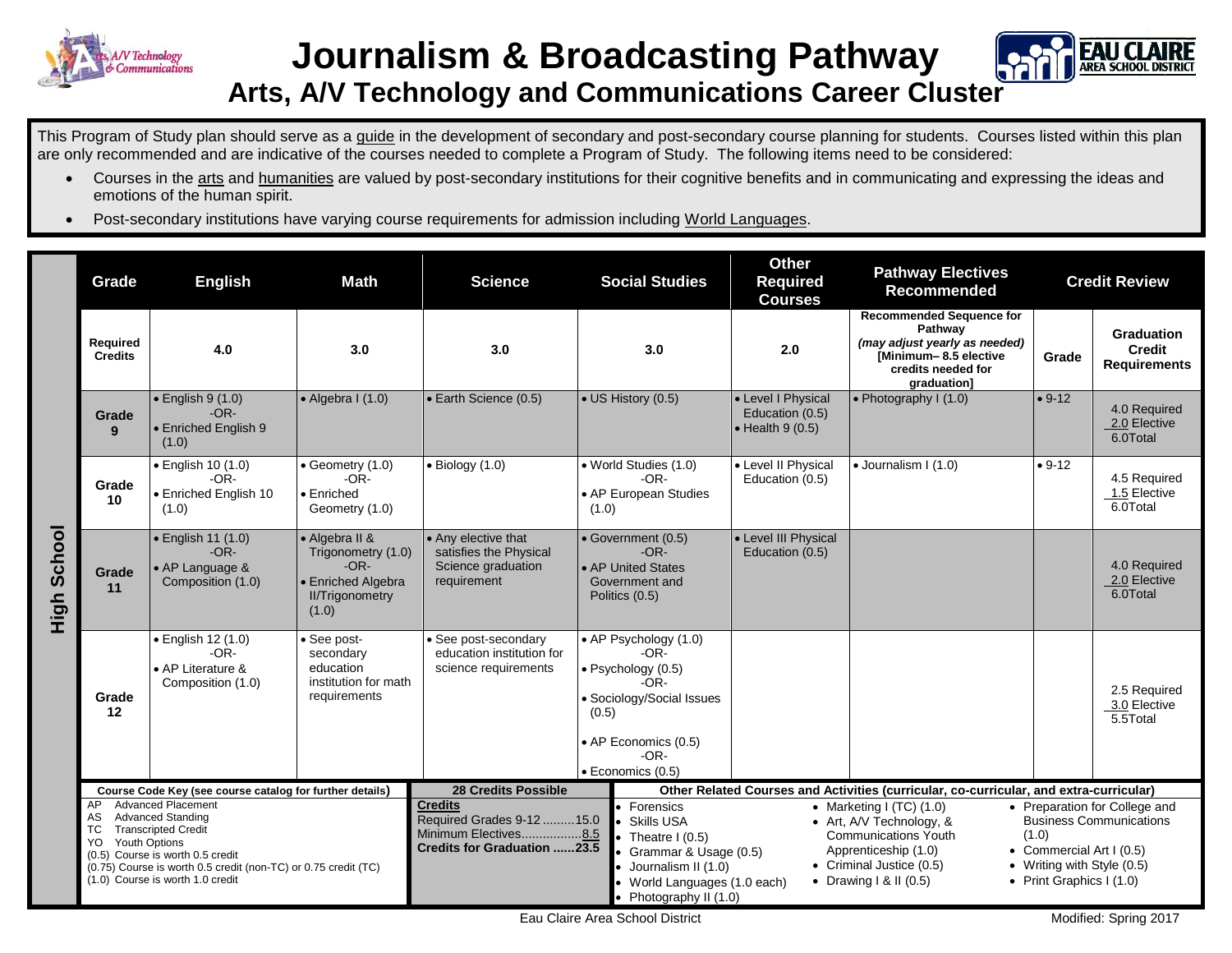# Journalism & Broadcasting Pathway

## Arts, A/V Technology and Communications Career Cluster

This Program of Study plan should serve as a guide in the development of secondary and post-secondary course planning for students. Courses listed within this plan are only recommended and are indicative of the courses needed to complete a Program of Study. The following items need to be considered:

- Courses in the arts and humanities are valued by post-secondary institutions for their cognitive benefits and in communicating and expressing the ideas and emotions of the human spirit.
- Post-secondary institutions have varying course requirements for admission including World Languages.

**High School**

| Grade | English | Math | Science | Social Studies | Other Required Courses | Pathway Electives Recommended | Credit Review | |
|---|---|---|---|---|---|---|---|---|
| **Required Credits** | 4.0 | 3.0 | 3.0 | 3.0 | 2.0 | **Recommended Sequence for Pathway** *(may adjust yearly as needed)* **[Minimum– 8.5 elective credits needed for graduation]** | **Grade** | **Graduation Credit Requirements** |
| **Grade 9** | • English 9 (1.0) -OR- • Enriched English 9 (1.0) | • Algebra I (1.0) | • Earth Science (0.5) | • US History (0.5) | • Level I Physical Education (0.5) • Health 9 (0.5) | • Photography I (1.0) | • 9-12 | 4.0 Required 2.0 Elective 6.0Total |
| **Grade 10** | • English 10 (1.0) -OR- • Enriched English 10 (1.0) | • Geometry (1.0) -OR- • Enriched Geometry (1.0) | • Biology (1.0) | • World Studies (1.0) -OR- • AP European Studies (1.0) | • Level II Physical Education (0.5) | • Journalism I (1.0) | • 9-12 | 4.5 Required 1.5 Elective 6.0Total |
| **Grade 11** | • English 11 (1.0) -OR- • AP Language & Composition (1.0) | • Algebra II & Trigonometry (1.0) -OR- • Enriched Algebra II/Trigonometry (1.0) | • Any elective that satisfies the Physical Science graduation requirement | • Government (0.5) -OR- • AP United States Government and Politics (0.5) | • Level III Physical Education (0.5) | | | 4.0 Required 2.0 Elective 6.0Total |
| **Grade 12** | • English 12 (1.0) -OR- • AP Literature & Composition (1.0) | • See post-secondary education institution for math requirements | • See post-secondary education institution for science requirements | • AP Psychology (1.0) -OR- • Psychology (0.5) -OR- • Sociology/Social Issues (0.5) • AP Economics (0.5) -OR- • Economics (0.5) | | | | 2.5 Required 3.0 Elective 5.5Total |

**Course Code Key (see course catalog for further details)**

- AP Advanced Placement
- AS Advanced Standing
- TC Transcripted Credit
- YO Youth Options
- (0.5) Course is worth 0.5 credit
- (0.75) Course is worth 0.5 credit (non-TC) or 0.75 credit (TC)
- (1.0) Course is worth 1.0 credit

**28 Credits Possible**

**Credits**
Required Grades 9-12 .........15.0
Minimum Electives.................8.5
**Credits for Graduation ......23.5**

**Other Related Courses and Activities (curricular, co-curricular, and extra-curricular)**

- Forensics
- Skills USA
- Theatre I (0.5)
- Grammar & Usage (0.5)
- Journalism II (1.0)
- World Languages (1.0 each)
- Photography II (1.0)
- Marketing I (TC) (1.0)
- Art, A/V Technology, & Communications Youth Apprenticeship (1.0)
- Criminal Justice (0.5)
- Drawing I & II (0.5)
- Preparation for College and Business Communications (1.0)
- Commercial Art I (0.5)
- Writing with Style (0.5)
- Print Graphics I (1.0)

Eau Claire Area School District

Modified: Spring 2017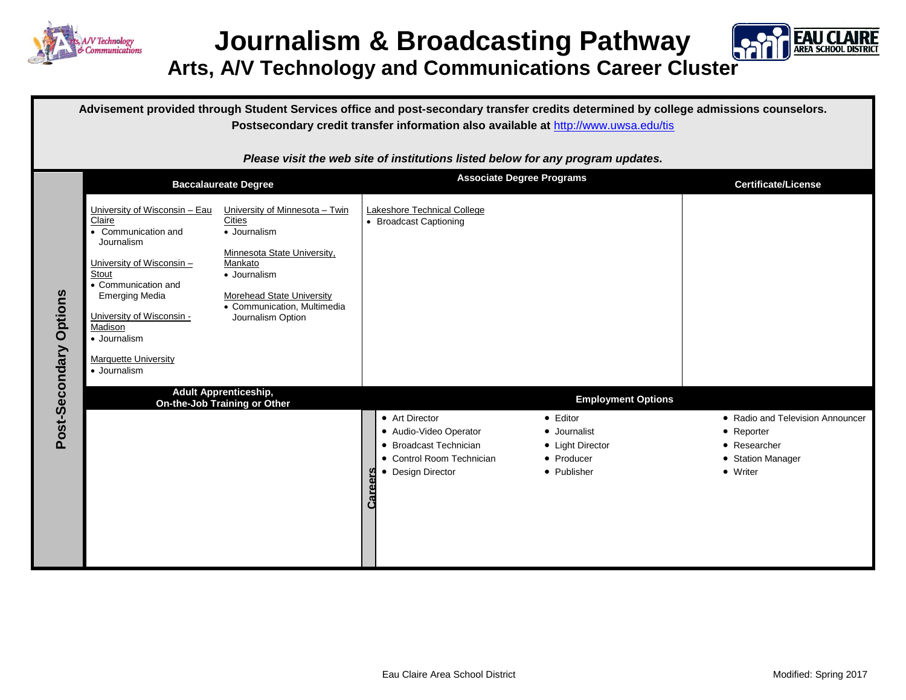# Journalism & Broadcasting Pathway

## Arts, A/V Technology and Communications Career Cluster

**Advisement provided through Student Services office and post-secondary transfer credits determined by college admissions counselors.**
**Postsecondary credit transfer information also available at http://www.uwsa.edu/tis**

***Please visit the web site of institutions listed below for any program updates.***

## Post-Secondary Options

| Baccalaureate Degree | Associate Degree Programs | Certificate/License |
|---|---|---|
| University of Wisconsin – Eau Claire<br>• Communication and Journalism<br><br>University of Wisconsin – Stout<br>• Communication and Emerging Media<br><br>University of Wisconsin - Madison<br>• Journalism<br><br>Marquette University<br>• Journalism<br><br>University of Minnesota – Twin Cities<br>• Journalism<br><br>Minnesota State University, Mankato<br>• Journalism<br><br>Morehead State University<br>• Communication, Multimedia Journalism Option | Lakeshore Technical College<br>• Broadcast Captioning | |

| Adult Apprenticeship, On-the-Job Training or Other | Employment Options | | |
|---|---|---|---|
| | **Careers** | | |
| | • Art Director<br>• Audio-Video Operator<br>• Broadcast Technician<br>• Control Room Technician<br>• Design Director | • Editor<br>• Journalist<br>• Light Director<br>• Producer<br>• Publisher | • Radio and Television Announcer<br>• Reporter<br>• Researcher<br>• Station Manager<br>• Writer |

Eau Claire Area School District

Modified: Spring 2017